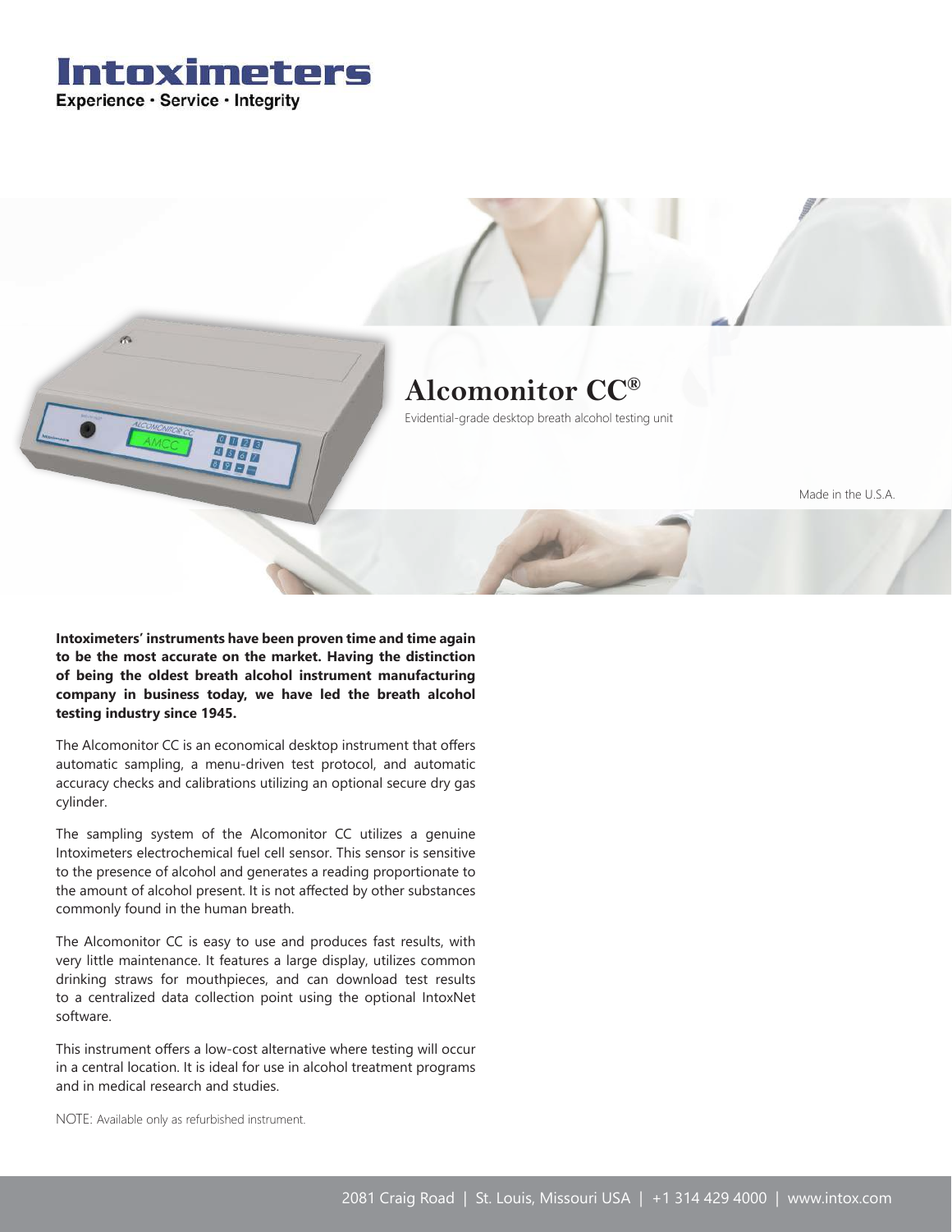# Intoximeters

Experience · Service · Integrity

## Alcomonitor CC®

Evidential-grade desktop breath alcohol testing unit

Made in the U.S.A.

**Intoximeters' instruments have been proven time and time again to be the most accurate on the market. Having the distinction of being the oldest breath alcohol instrument manufacturing company in business today, we have led the breath alcohol testing industry since 1945.**

The Alcomonitor CC is an economical desktop instrument that offers automatic sampling, a menu-driven test protocol, and automatic accuracy checks and calibrations utilizing an optional secure dry gas cylinder.

The sampling system of the Alcomonitor CC utilizes a genuine Intoximeters electrochemical fuel cell sensor. This sensor is sensitive to the presence of alcohol and generates a reading proportionate to the amount of alcohol present. It is not affected by other substances commonly found in the human breath.

The Alcomonitor CC is easy to use and produces fast results, with very little maintenance. It features a large display, utilizes common drinking straws for mouthpieces, and can download test results to a centralized data collection point using the optional IntoxNet software.

This instrument offers a low-cost alternative where testing will occur in a central location. It is ideal for use in alcohol treatment programs and in medical research and studies.

NOTE: Available only as refurbished instrument.

2081 Craig Road | St. Louis, Missouri USA | +1 314 429 4000 | www.intox.com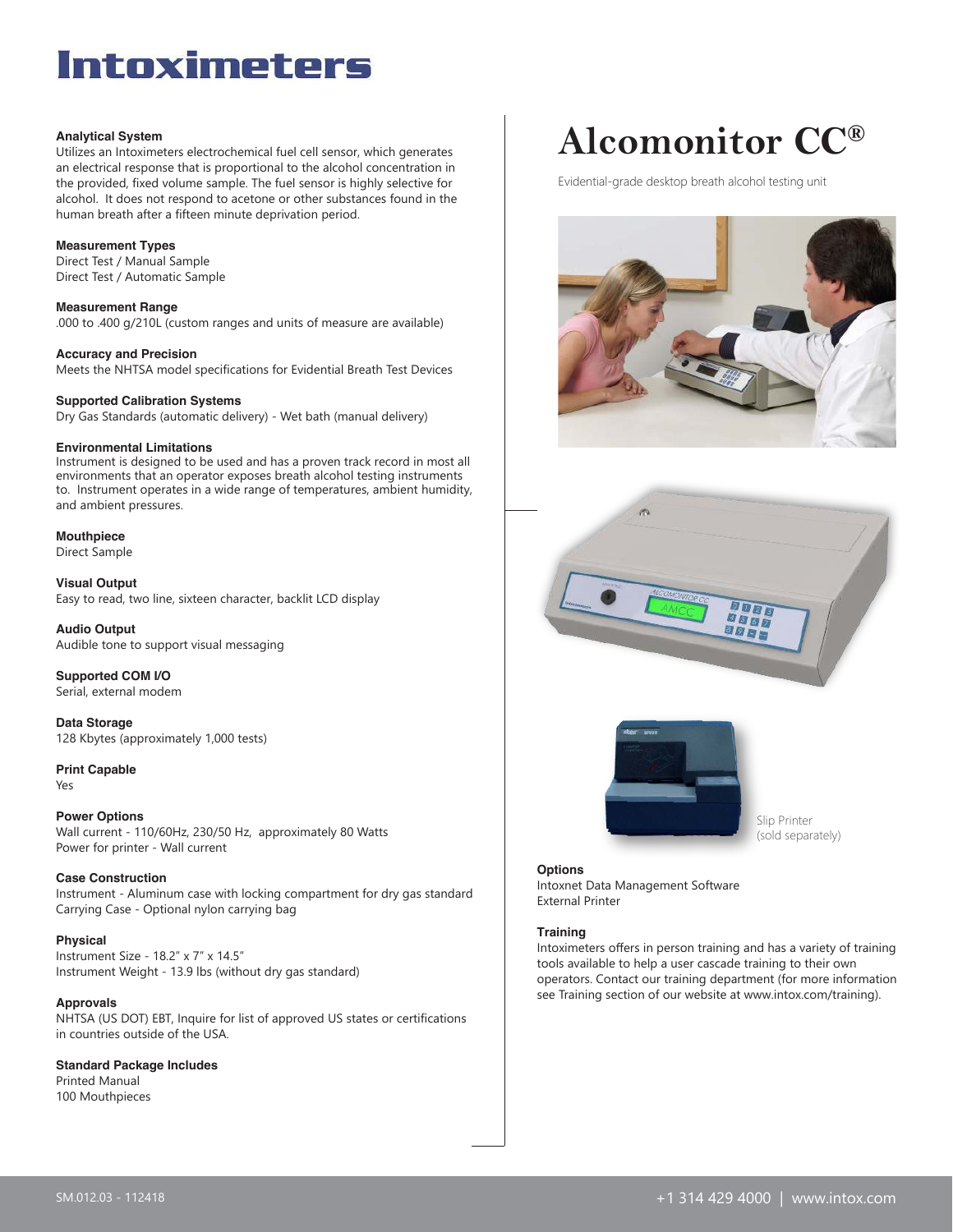# Intoximeters

## Alcomonitor CC®

Evidential-grade desktop breath alcohol testing unit

**Analytical System**
Utilizes an Intoximeters electrochemical fuel cell sensor, which generates an electrical response that is proportional to the alcohol concentration in the provided, fixed volume sample. The fuel sensor is highly selective for alcohol. It does not respond to acetone or other substances found in the human breath after a fifteen minute deprivation period.

**Measurement Types**
Direct Test / Manual Sample
Direct Test / Automatic Sample

**Measurement Range**
.000 to .400 g/210L (custom ranges and units of measure are available)

**Accuracy and Precision**
Meets the NHTSA model specifications for Evidential Breath Test Devices

**Supported Calibration Systems**
Dry Gas Standards (automatic delivery) - Wet bath (manual delivery)

**Environmental Limitations**
Instrument is designed to be used and has a proven track record in most all environments that an operator exposes breath alcohol testing instruments to. Instrument operates in a wide range of temperatures, ambient humidity, and ambient pressures.

**Mouthpiece**
Direct Sample

**Visual Output**
Easy to read, two line, sixteen character, backlit LCD display

**Audio Output**
Audible tone to support visual messaging

**Supported COM I/O**
Serial, external modem

**Data Storage**
128 Kbytes (approximately 1,000 tests)

**Print Capable**
Yes

**Power Options**
Wall current - 110/60Hz, 230/50 Hz, approximately 80 Watts
Power for printer - Wall current

**Case Construction**
Instrument - Aluminum case with locking compartment for dry gas standard
Carrying Case - Optional nylon carrying bag

**Physical**
Instrument Size - 18.2" x 7" x 14.5"
Instrument Weight - 13.9 lbs (without dry gas standard)

**Approvals**
NHTSA (US DOT) EBT, Inquire for list of approved US states or certifications in countries outside of the USA.

**Standard Package Includes**
Printed Manual
100 Mouthpieces

Slip Printer
(sold separately)

**Options**
Intoxnet Data Management Software
External Printer

**Training**
Intoximeters offers in person training and has a variety of training tools available to help a user cascade training to their own operators. Contact our training department (for more information see Training section of our website at www.intox.com/training).

SM.012.03 - 112418

+1 314 429 4000 | www.intox.com